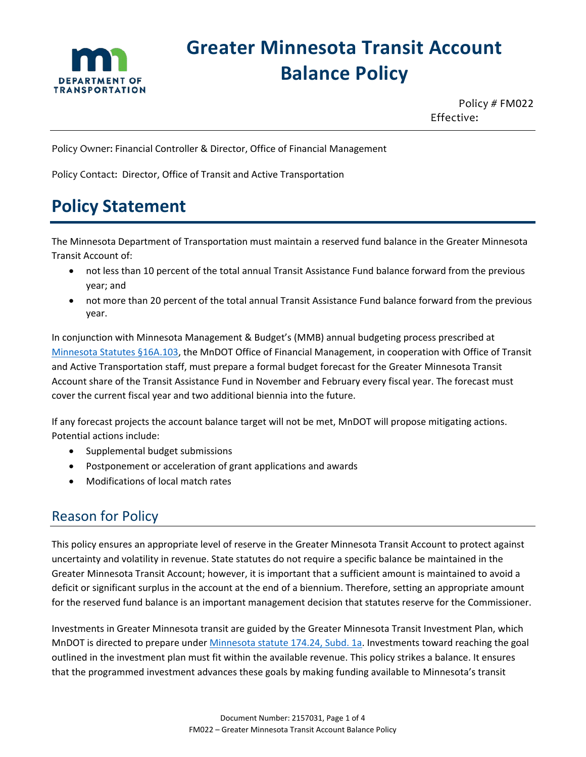# Greater Minnesota Transit Account Balance Policy

Policy # FM022
Effective:

Policy Owner: Financial Controller & Director, Office of Financial Management

Policy Contact: Director, Office of Transit and Active Transportation

# Policy Statement

The Minnesota Department of Transportation must maintain a reserved fund balance in the Greater Minnesota Transit Account of:

- not less than 10 percent of the total annual Transit Assistance Fund balance forward from the previous year; and
- not more than 20 percent of the total annual Transit Assistance Fund balance forward from the previous year.

In conjunction with Minnesota Management & Budget's (MMB) annual budgeting process prescribed at [Minnesota Statutes §16A.103](), the MnDOT Office of Financial Management, in cooperation with Office of Transit and Active Transportation staff, must prepare a formal budget forecast for the Greater Minnesota Transit Account share of the Transit Assistance Fund in November and February every fiscal year. The forecast must cover the current fiscal year and two additional biennia into the future.

If any forecast projects the account balance target will not be met, MnDOT will propose mitigating actions. Potential actions include:

- Supplemental budget submissions
- Postponement or acceleration of grant applications and awards
- Modifications of local match rates

## Reason for Policy

This policy ensures an appropriate level of reserve in the Greater Minnesota Transit Account to protect against uncertainty and volatility in revenue. State statutes do not require a specific balance be maintained in the Greater Minnesota Transit Account; however, it is important that a sufficient amount is maintained to avoid a deficit or significant surplus in the account at the end of a biennium. Therefore, setting an appropriate amount for the reserved fund balance is an important management decision that statutes reserve for the Commissioner.

Investments in Greater Minnesota transit are guided by the Greater Minnesota Transit Investment Plan, which MnDOT is directed to prepare under [Minnesota statute 174.24, Subd. 1a](). Investments toward reaching the goal outlined in the investment plan must fit within the available revenue. This policy strikes a balance. It ensures that the programmed investment advances these goals by making funding available to Minnesota's transit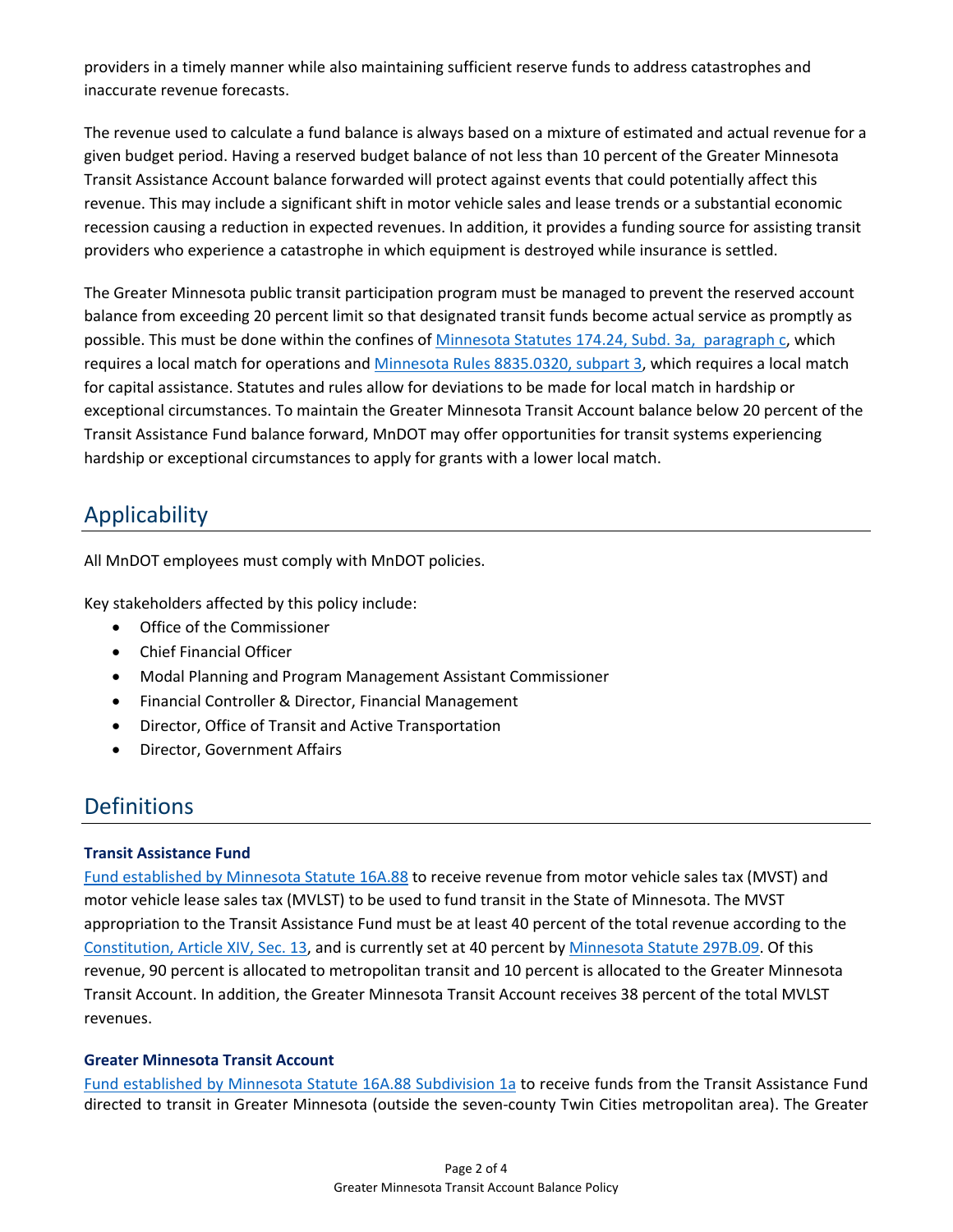providers in a timely manner while also maintaining sufficient reserve funds to address catastrophes and inaccurate revenue forecasts.

The revenue used to calculate a fund balance is always based on a mixture of estimated and actual revenue for a given budget period. Having a reserved budget balance of not less than 10 percent of the Greater Minnesota Transit Assistance Account balance forwarded will protect against events that could potentially affect this revenue. This may include a significant shift in motor vehicle sales and lease trends or a substantial economic recession causing a reduction in expected revenues. In addition, it provides a funding source for assisting transit providers who experience a catastrophe in which equipment is destroyed while insurance is settled.

The Greater Minnesota public transit participation program must be managed to prevent the reserved account balance from exceeding 20 percent limit so that designated transit funds become actual service as promptly as possible. This must be done within the confines of [Minnesota Statutes 174.24, Subd. 3a, paragraph c](), which requires a local match for operations and [Minnesota Rules 8835.0320, subpart 3](), which requires a local match for capital assistance. Statutes and rules allow for deviations to be made for local match in hardship or exceptional circumstances. To maintain the Greater Minnesota Transit Account balance below 20 percent of the Transit Assistance Fund balance forward, MnDOT may offer opportunities for transit systems experiencing hardship or exceptional circumstances to apply for grants with a lower local match.

## Applicability

All MnDOT employees must comply with MnDOT policies.

Key stakeholders affected by this policy include:

- Office of the Commissioner
- Chief Financial Officer
- Modal Planning and Program Management Assistant Commissioner
- Financial Controller & Director, Financial Management
- Director, Office of Transit and Active Transportation
- Director, Government Affairs

## Definitions

**Transit Assistance Fund**

Fund established by Minnesota Statute 16A.88 to receive revenue from motor vehicle sales tax (MVST) and motor vehicle lease sales tax (MVLST) to be used to fund transit in the State of Minnesota. The MVST appropriation to the Transit Assistance Fund must be at least 40 percent of the total revenue according to the Constitution, Article XIV, Sec. 13, and is currently set at 40 percent by Minnesota Statute 297B.09. Of this revenue, 90 percent is allocated to metropolitan transit and 10 percent is allocated to the Greater Minnesota Transit Account. In addition, the Greater Minnesota Transit Account receives 38 percent of the total MVLST revenues.

**Greater Minnesota Transit Account**

Fund established by Minnesota Statute 16A.88 Subdivision 1a to receive funds from the Transit Assistance Fund directed to transit in Greater Minnesota (outside the seven-county Twin Cities metropolitan area). The Greater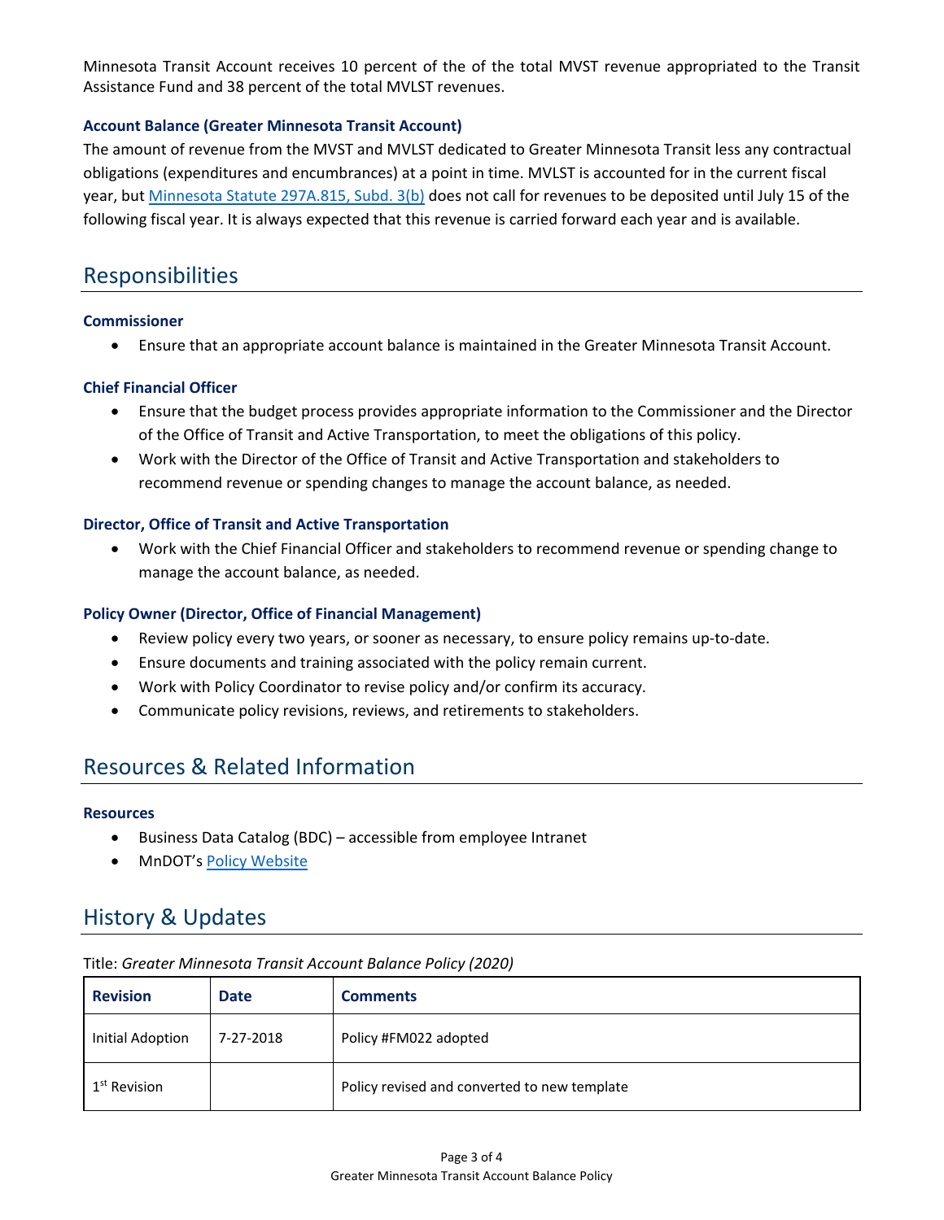Minnesota Transit Account receives 10 percent of the of the total MVST revenue appropriated to the Transit Assistance Fund and 38 percent of the total MVLST revenues.

### Account Balance (Greater Minnesota Transit Account)

The amount of revenue from the MVST and MVLST dedicated to Greater Minnesota Transit less any contractual obligations (expenditures and encumbrances) at a point in time. MVLST is accounted for in the current fiscal year, but [Minnesota Statute 297A.815, Subd. 3(b)] does not call for revenues to be deposited until July 15 of the following fiscal year. It is always expected that this revenue is carried forward each year and is available.

## Responsibilities

### Commissioner

- Ensure that an appropriate account balance is maintained in the Greater Minnesota Transit Account.

### Chief Financial Officer

- Ensure that the budget process provides appropriate information to the Commissioner and the Director of the Office of Transit and Active Transportation, to meet the obligations of this policy.
- Work with the Director of the Office of Transit and Active Transportation and stakeholders to recommend revenue or spending changes to manage the account balance, as needed.

### Director, Office of Transit and Active Transportation

- Work with the Chief Financial Officer and stakeholders to recommend revenue or spending change to manage the account balance, as needed.

### Policy Owner (Director, Office of Financial Management)

- Review policy every two years, or sooner as necessary, to ensure policy remains up-to-date.
- Ensure documents and training associated with the policy remain current.
- Work with Policy Coordinator to revise policy and/or confirm its accuracy.
- Communicate policy revisions, reviews, and retirements to stakeholders.

## Resources & Related Information

### Resources

- Business Data Catalog (BDC) – accessible from employee Intranet
- MnDOT's [Policy Website]

## History & Updates

Title: *Greater Minnesota Transit Account Balance Policy (2020)*

| Revision | Date | Comments |
|---|---|---|
| Initial Adoption | 7-27-2018 | Policy #FM022 adopted |
| 1st Revision | | Policy revised and converted to new template |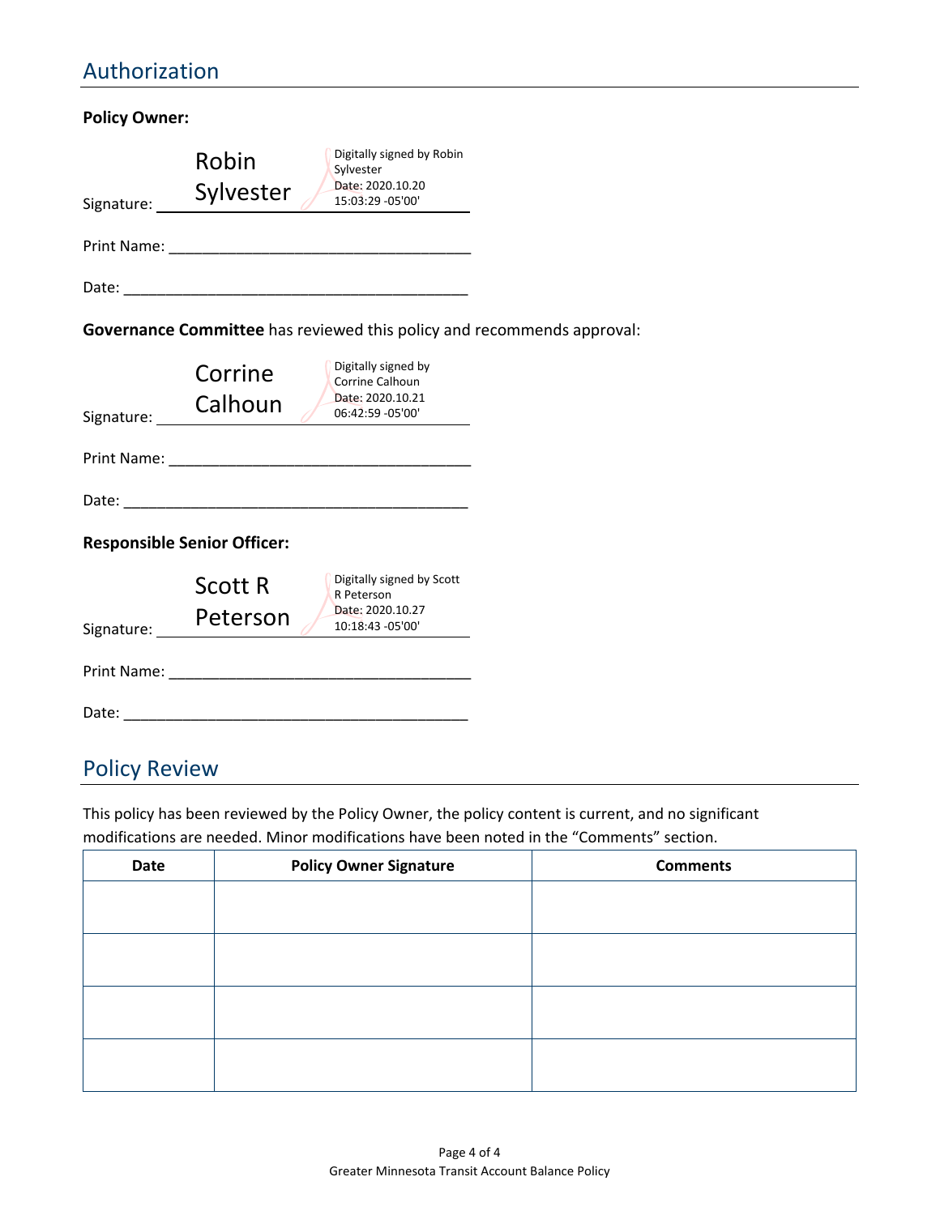## Authorization

**Policy Owner:**

Signature: Robin Sylvester — Digitally signed by Robin Sylvester Date: 2020.10.20 15:03:29 -05'00'

Print Name: ____________________________________

Date: __________________________________________

**Governance Committee** has reviewed this policy and recommends approval:

Signature: Corrine Calhoun — Digitally signed by Corrine Calhoun Date: 2020.10.21 06:42:59 -05'00'

Print Name: ____________________________________

Date: __________________________________________

**Responsible Senior Officer:**

Signature: Scott R Peterson — Digitally signed by Scott R Peterson Date: 2020.10.27 10:18:43 -05'00'

Print Name: ____________________________________

Date: __________________________________________

## Policy Review

This policy has been reviewed by the Policy Owner, the policy content is current, and no significant modifications are needed. Minor modifications have been noted in the "Comments" section.

| Date | Policy Owner Signature | Comments |
|---|---|---|
| | | |
| | | |
| | | |
| | | |